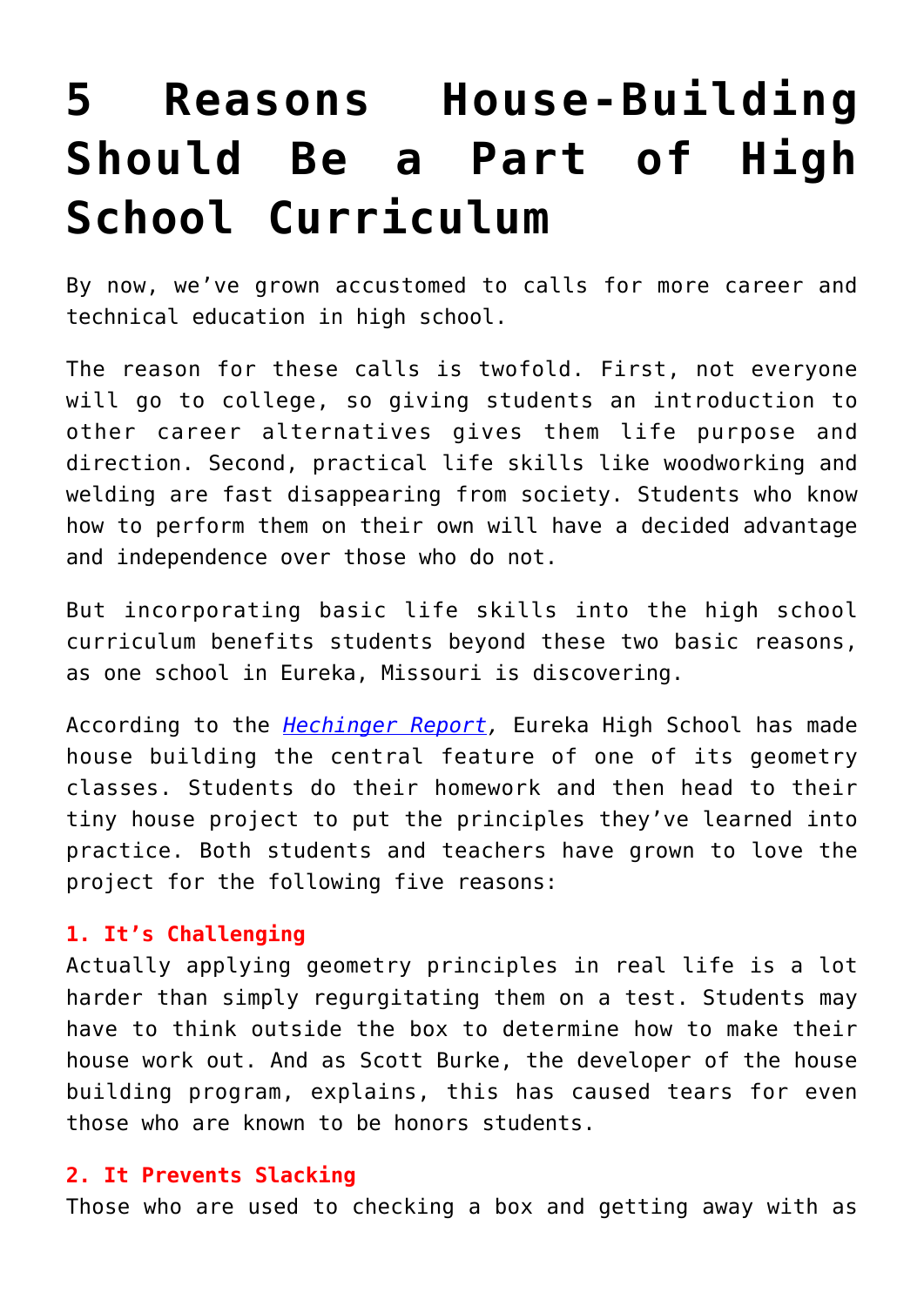# 5 Reasons House-Building Should Be a Part of High School Curriculum

By now, we've grown accustomed to calls for more career and technical education in high school.

The reason for these calls is twofold. First, not everyone will go to college, so giving students an introduction to other career alternatives gives them life purpose and direction. Second, practical life skills like woodworking and welding are fast disappearing from society. Students who know how to perform them on their own will have a decided advantage and independence over those who do not.

But incorporating basic life skills into the high school curriculum benefits students beyond these two basic reasons, as one school in Eureka, Missouri is discovering.

According to the *Hechinger Report*, Eureka High School has made house building the central feature of one of its geometry classes. Students do their homework and then head to their tiny house project to put the principles they've learned into practice. Both students and teachers have grown to love the project for the following five reasons:

**1. It's Challenging**

Actually applying geometry principles in real life is a lot harder than simply regurgitating them on a test. Students may have to think outside the box to determine how to make their house work out. And as Scott Burke, the developer of the house building program, explains, this has caused tears for even those who are known to be honors students.

**2. It Prevents Slacking**

Those who are used to checking a box and getting away with as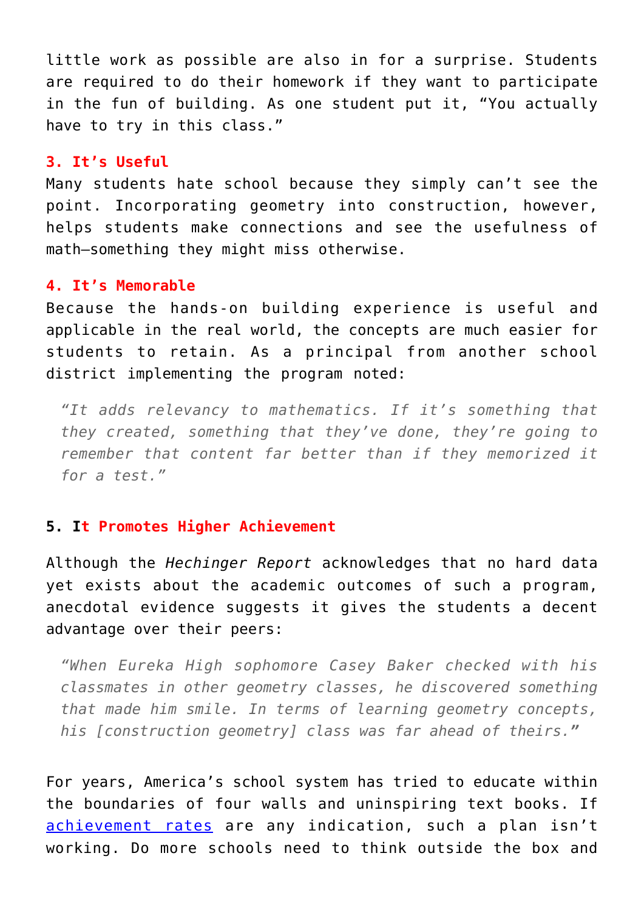little work as possible are also in for a surprise. Students are required to do their homework if they want to participate in the fun of building. As one student put it, “You actually have to try in this class.”

**3. It’s Useful**

Many students hate school because they simply can’t see the point. Incorporating geometry into construction, however, helps students make connections and see the usefulness of math—something they might miss otherwise.

**4. It’s Memorable**

Because the hands-on building experience is useful and applicable in the real world, the concepts are much easier for students to retain. As a principal from another school district implementing the program noted:

> *“It adds relevancy to mathematics. If it’s something that they created, something that they’ve done, they’re going to remember that content far better than if they memorized it for a test.”*

**5. It Promotes Higher Achievement**

Although the *Hechinger Report* acknowledges that no hard data yet exists about the academic outcomes of such a program, anecdotal evidence suggests it gives the students a decent advantage over their peers:

> *“When Eureka High sophomore Casey Baker checked with his classmates in other geometry classes, he discovered something that made him smile. In terms of learning geometry concepts, his [construction geometry] class was far ahead of theirs.”*

For years, America’s school system has tried to educate within the boundaries of four walls and uninspiring text books. If achievement rates are any indication, such a plan isn’t working. Do more schools need to think outside the box and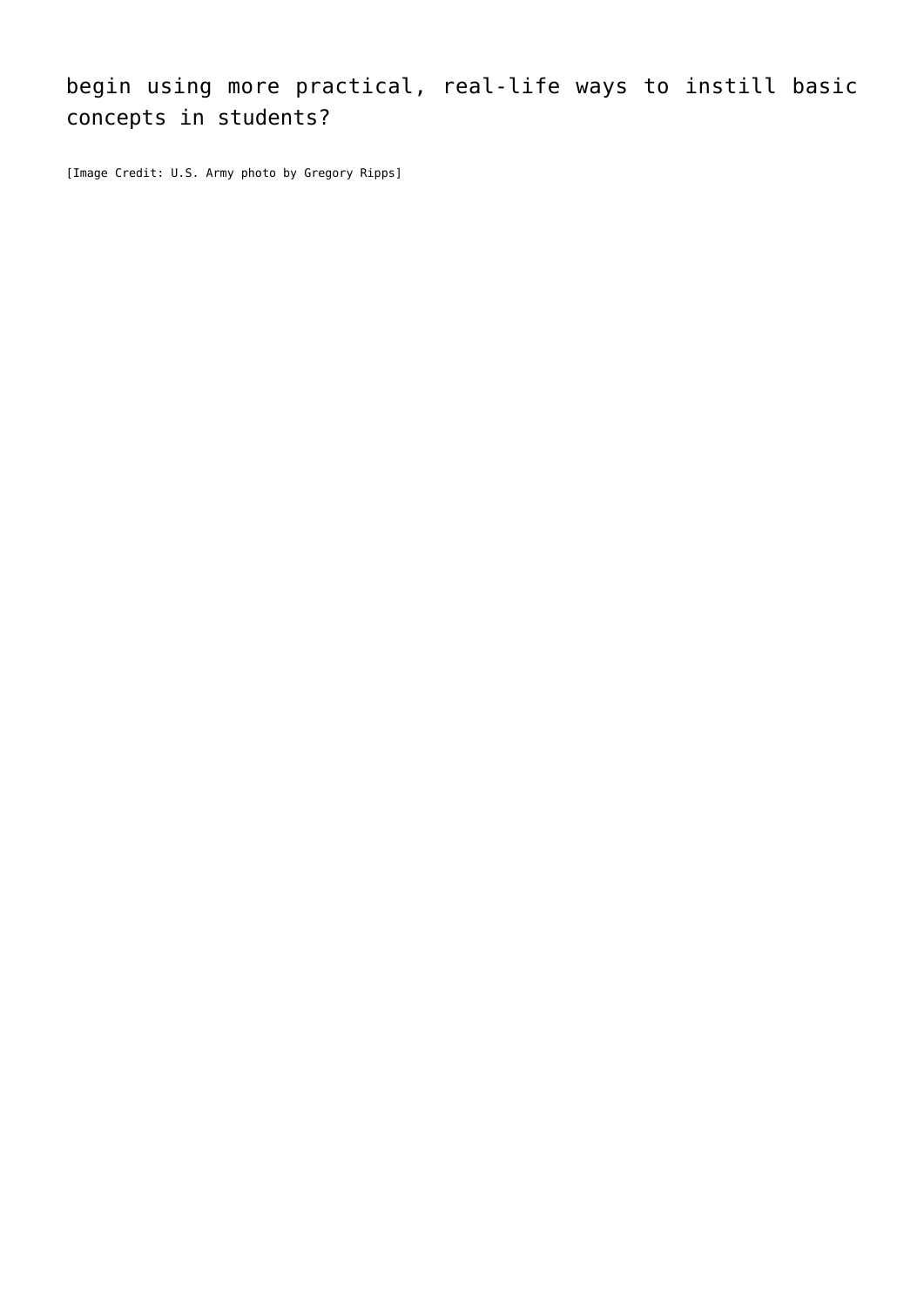begin using more practical, real-life ways to instill basic concepts in students?

[Image Credit: U.S. Army photo by Gregory Ripps]